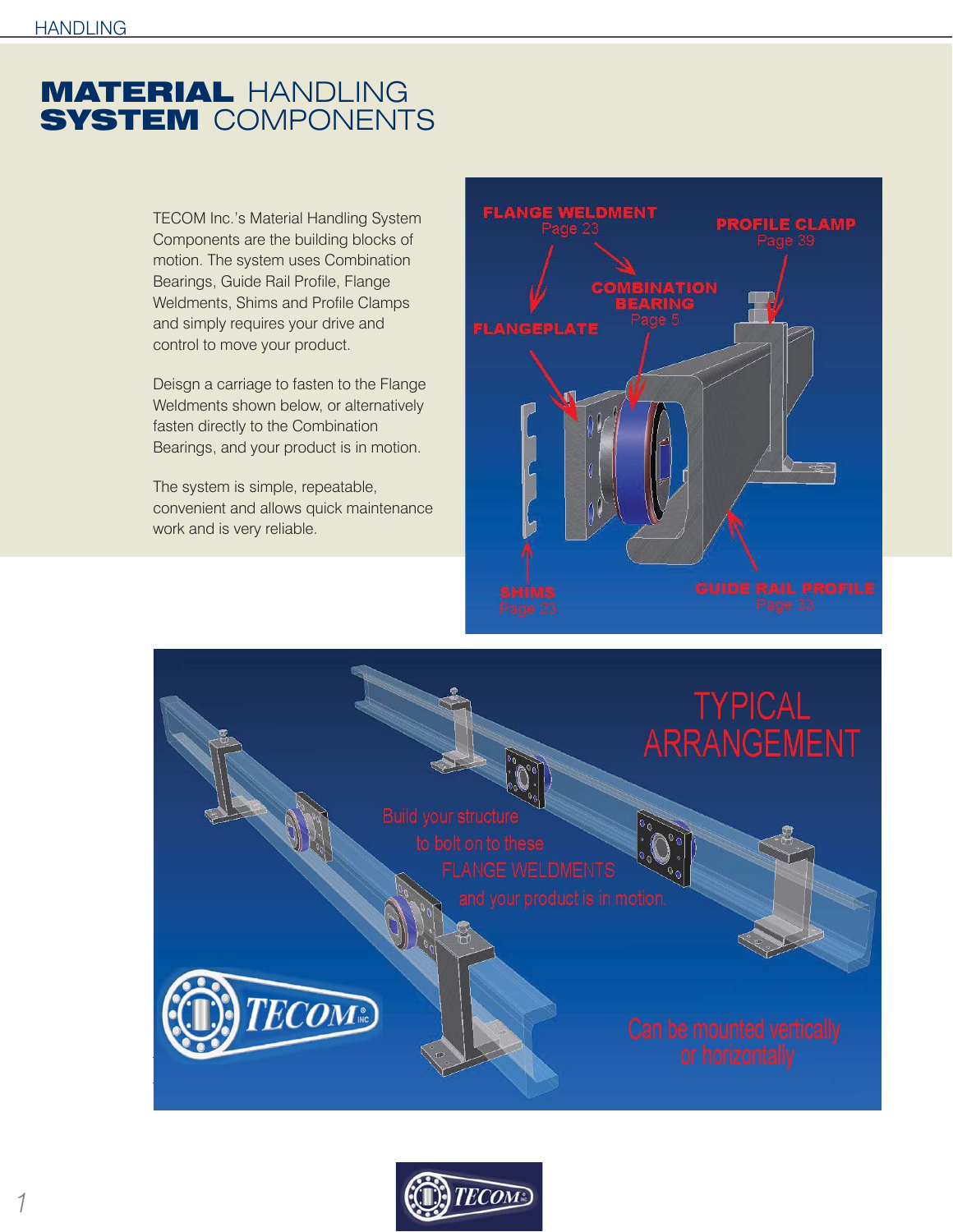# MATERIAL HANDLING SYSTEM COMPONENTS

TECOM Inc.'s Material Handling System Components are the building blocks of motion. The system uses Combination Bearings, Guide Rail Profile, Flange Weldments, Shims and Profile Clamps and simply requires your drive and control to move your product.

Deisgn a carriage to fasten to the Flange Weldments shown below, or alternatively fasten directly to the Combination Bearings, and your product is in motion.

The system is simple, repeatable, convenient and allows quick maintenance work and is very reliable.

FLANGE WELDMENT
Page 23

PROFILE CLAMP
Page 39

COMBINATION BEARING
Page 5

FLANGEPLATE

SHIMS
Page 23

GUIDE RAIL PROFILE
Page 33

TYPICAL ARRANGEMENT

Build your structure to bolt on to these FLANGE WELDMENTS and your product is in motion.

Can be mounted vertically or horizontally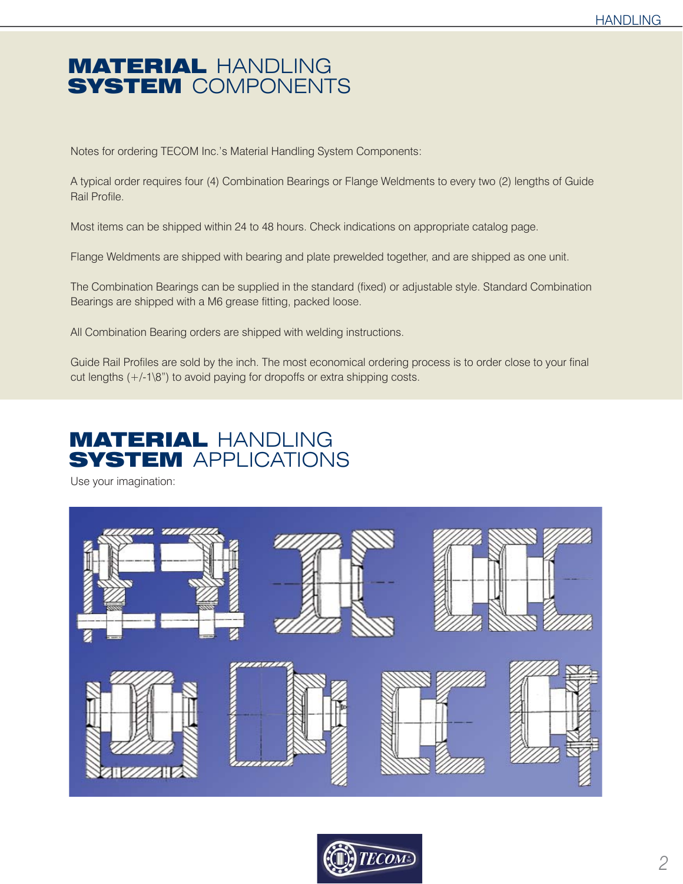# MATERIAL HANDLING SYSTEM COMPONENTS

Notes for ordering TECOM Inc.'s Material Handling System Components:

A typical order requires four (4) Combination Bearings or Flange Weldments to every two (2) lengths of Guide Rail Profile.

Most items can be shipped within 24 to 48 hours. Check indications on appropriate catalog page.

Flange Weldments are shipped with bearing and plate prewelded together, and are shipped as one unit.

The Combination Bearings can be supplied in the standard (fixed) or adjustable style. Standard Combination Bearings are shipped with a M6 grease fitting, packed loose.

All Combination Bearing orders are shipped with welding instructions.

Guide Rail Profiles are sold by the inch. The most economical ordering process is to order close to your final cut lengths (+/-1\8") to avoid paying for dropoffs or extra shipping costs.

# MATERIAL HANDLING SYSTEM APPLICATIONS

Use your imagination: